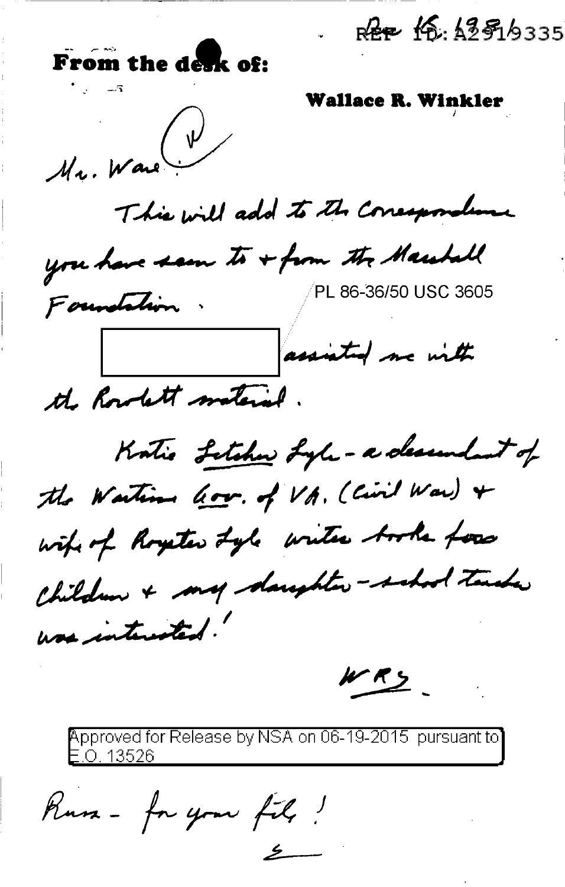REF ID: A2919335

**From the desk of:**

**Wallace R. Winkler**

Mr. Ware (✓)

This will add to the correspondence you have seen to + from the Marshall Foundation.

PL 86-36/50 USC 3605

[redacted] assisted me with the Rowlett material.

Katie Letcher Lyle - a descendant of the Wartime Gov. of VA. (Civil War) + wife of Royster Lyle writes books for children + my daughter - school teacher was interested!

WRW

Approved for Release by NSA on 06-19-2015 pursuant to E.O. 13526

Russ - for your file!

E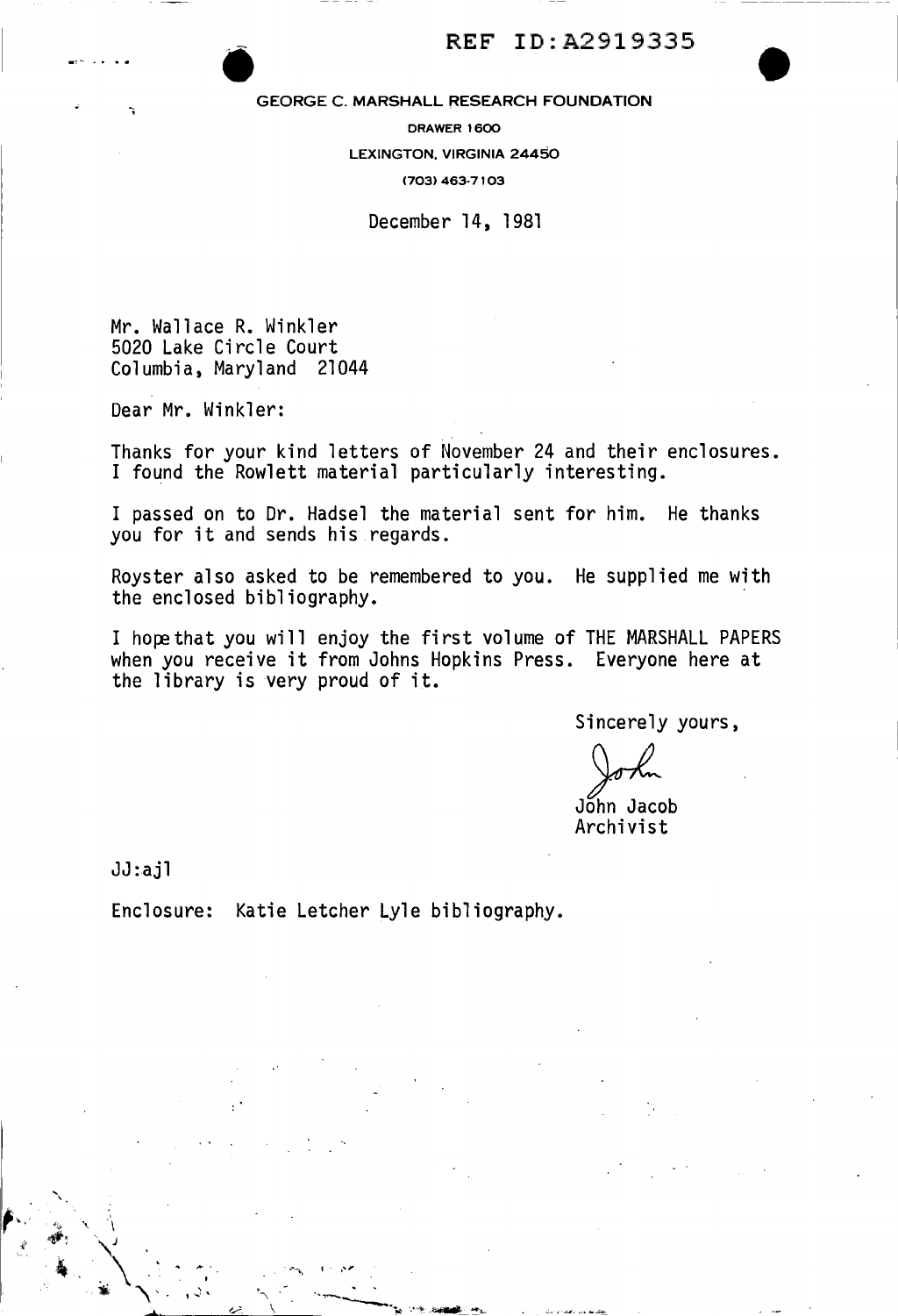REF ID:A2919335

GEORGE C. MARSHALL RESEARCH FOUNDATION

DRAWER 1600

LEXINGTON, VIRGINIA 24450

(703) 463-7103

December 14, 1981

Mr. Wallace R. Winkler
5020 Lake Circle Court
Columbia, Maryland 21044

Dear Mr. Winkler:

Thanks for your kind letters of November 24 and their enclosures. I found the Rowlett material particularly interesting.

I passed on to Dr. Hadsel the material sent for him. He thanks you for it and sends his regards.

Royster also asked to be remembered to you. He supplied me with the enclosed bibliography.

I hope that you will enjoy the first volume of THE MARSHALL PAPERS when you receive it from Johns Hopkins Press. Everyone here at the library is very proud of it.

Sincerely yours,

John

John Jacob
Archivist

JJ:ajl

Enclosure: Katie Letcher Lyle bibliography.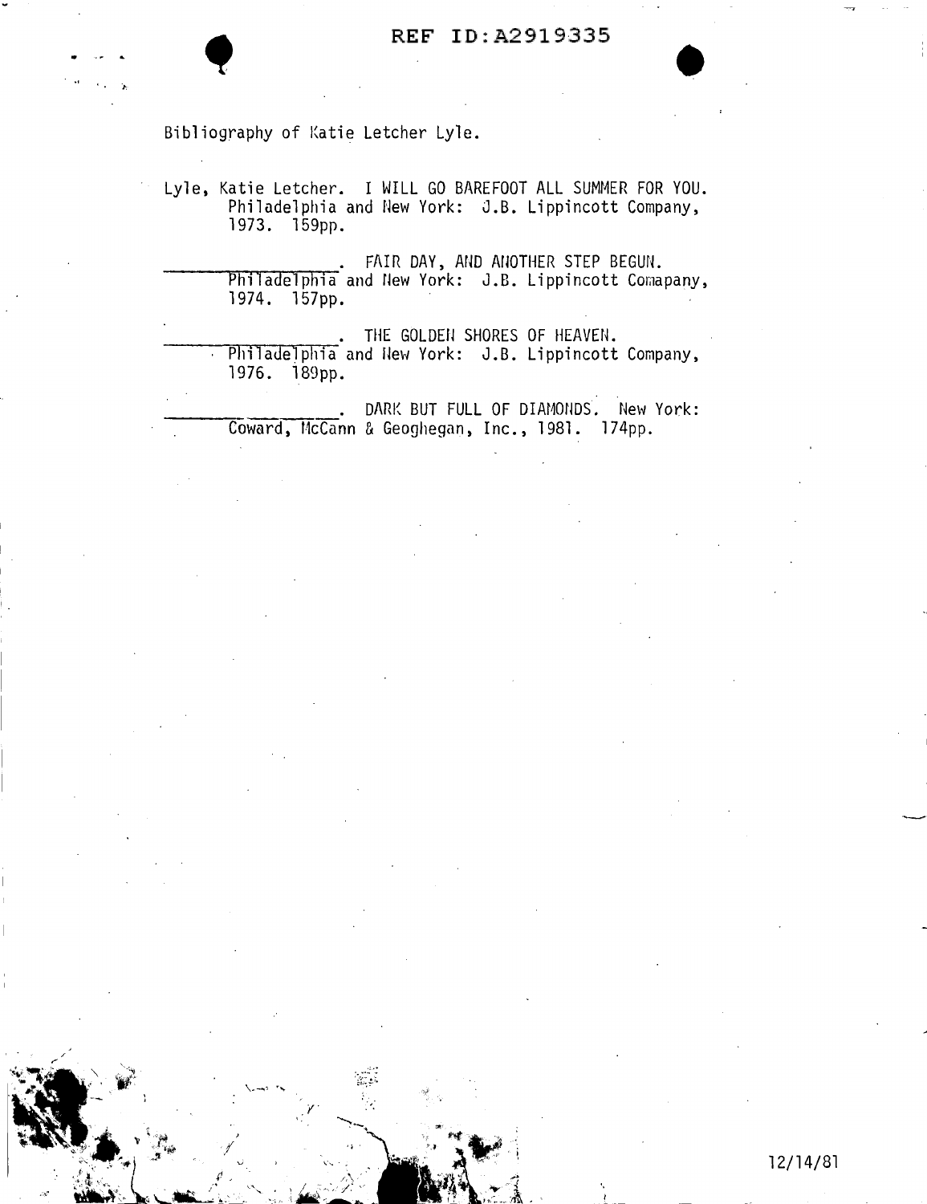Bibliography of Katie Letcher Lyle.

Lyle, Katie Letcher. I WILL GO BAREFOOT ALL SUMMER FOR YOU. Philadelphia and New York: J.B. Lippincott Company, 1973. 159pp.

\_\_\_\_\_\_\_\_\_\_\_\_\_\_\_\_. FAIR DAY, AND ANOTHER STEP BEGUN. Philadelphia and New York: J.B. Lippincott Comapany, 1974. 157pp.

\_\_\_\_\_\_\_\_\_\_\_\_\_\_\_\_. THE GOLDEN SHORES OF HEAVEN. Philadelphia and New York: J.B. Lippincott Company, 1976. 189pp.

\_\_\_\_\_\_\_\_\_\_\_\_\_\_\_\_. DARK BUT FULL OF DIAMONDS. New York: Coward, McCann & Geoghegan, Inc., 1981. 174pp.

12/14/81